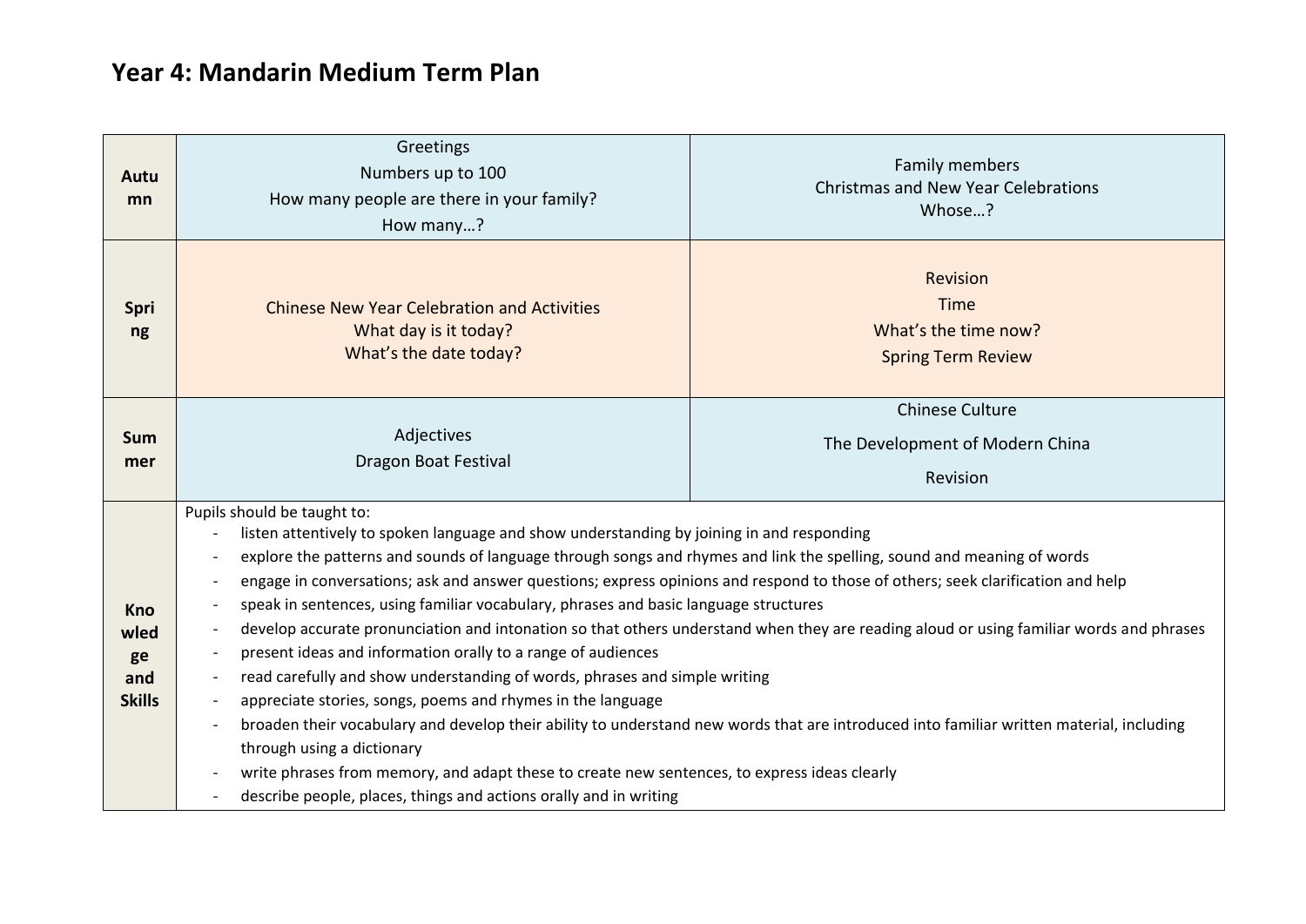# Year 4: Mandarin Medium Term Plan

| | | |
|---|---|---|
| **Autumn** | Greetings<br>Numbers up to 100<br>How many people are there in your family?<br>How many…? | Family members<br>Christmas and New Year Celebrations<br>Whose…? |
| **Spring** | Chinese New Year Celebration and Activities<br>What day is it today?<br>What's the date today? | Revision<br>Time<br>What's the time now?<br>Spring Term Review |
| **Summer** | Adjectives<br>Dragon Boat Festival | Chinese Culture<br>The Development of Modern China<br>Revision |
| **Knowledge and Skills** | Pupils should be taught to:<br>- listen attentively to spoken language and show understanding by joining in and responding<br>- explore the patterns and sounds of language through songs and rhymes and link the spelling, sound and meaning of words<br>- engage in conversations; ask and answer questions; express opinions and respond to those of others; seek clarification and help<br>- speak in sentences, using familiar vocabulary, phrases and basic language structures<br>- develop accurate pronunciation and intonation so that others understand when they are reading aloud or using familiar words and phrases<br>- present ideas and information orally to a range of audiences<br>- read carefully and show understanding of words, phrases and simple writing<br>- appreciate stories, songs, poems and rhymes in the language<br>- broaden their vocabulary and develop their ability to understand new words that are introduced into familiar written material, including through using a dictionary<br>- write phrases from memory, and adapt these to create new sentences, to express ideas clearly<br>- describe people, places, things and actions orally and in writing | |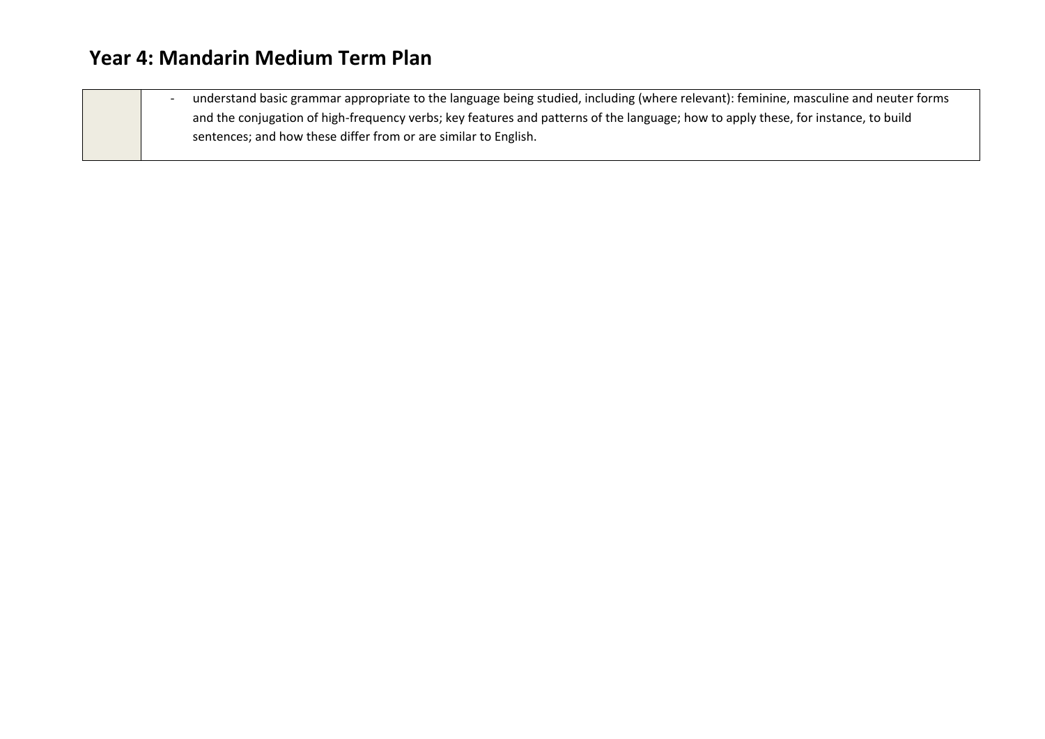# Year 4: Mandarin Medium Term Plan

| | |
|---|---|
| | - understand basic grammar appropriate to the language being studied, including (where relevant): feminine, masculine and neuter forms and the conjugation of high-frequency verbs; key features and patterns of the language; how to apply these, for instance, to build sentences; and how these differ from or are similar to English. |